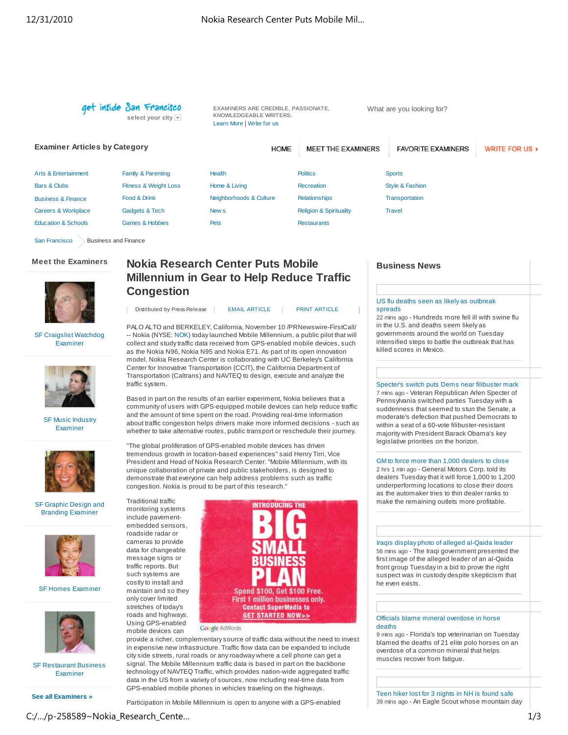get inside San Francisco
select your city

EXAMINERS ARE CREDIBLE, PASSIONATE, KNOWLEDGEABLE WRITERS.
Learn More | Write for us

What are you looking for?

**Examiner Articles by Category**

HOME | MEET THE EXAMINERS | FAVORITE EXAMINERS | WRITE FOR US

- Arts & Entertainment
- Bars & Clubs
- Business & Finance
- Careers & Workplace
- Education & Schools
- Family & Parenting
- Fitness & Weight Loss
- Food & Drink
- Gadgets & Tech
- Games & Hobbies
- Health
- Home & Living
- Neighborhoods & Culture
- News
- Pets
- Politics
- Recreation
- Relationships
- Religion & Spirituality
- Restaurants
- Sports
- Style & Fashion
- Transportation
- Travel

San Francisco > Business and Finance

# Nokia Research Center Puts Mobile Millennium in Gear to Help Reduce Traffic Congestion

Distributed by Press Release | EMAIL ARTICLE | PRINT ARTICLE

PALO ALTO and BERKELEY, California, November 10 /PRNewswire-FirstCall/ -- Nokia (NYSE: NOK) today launched Mobile Millennium, a public pilot that will collect and study traffic data received from GPS-enabled mobile devices, such as the Nokia N96, Nokia N95 and Nokia E71. As part of its open innovation model, Nokia Research Center is collaborating with UC Berkeley's California Center for Innovative Transportation (CCIT), the California Department of Transportation (Caltrans) and NAVTEQ to design, execute and analyze the traffic system.

Based in part on the results of an earlier experiment, Nokia believes that a community of users with GPS-equipped mobile devices can help reduce traffic and the amount of time spent on the road. Providing real-time information about traffic congestion helps drivers make more informed decisions - such as whether to take alternative routes, public transport or reschedule their journey.

"The global proliferation of GPS-enabled mobile devices has driven tremendous growth in location-based experiences" said Henry Tirri, Vice President and Head of Nokia Research Center. "Mobile Millennium, with its unique collaboration of private and public stakeholders, is designed to demonstrate that everyone can help address problems such as traffic congestion. Nokia is proud to be part of this research."

Traditional traffic monitoring systems include pavement-embedded sensors, roadside radar or cameras to provide data for changeable message signs or traffic reports. But such systems are costly to install and maintain and so they only cover limited stretches of todays roads and highways. Using GPS-enabled mobile devices can provide a richer, complementary source of traffic data without the need to invest in expensive new infrastructure. Traffic flow data can be expanded to include city side streets, rural roads or any roadway where a cell phone can get a signal. The Mobile Millennium traffic data is based in part on the backbone technology of NAVTEQ Traffic, which provides nation-wide aggregated traffic data in the US from a variety of sources, now including real-time data from GPS-enabled mobile phones in vehicles traveling on the highways.

Participation in Mobile Millennium is open to anyone with a GPS-enabled

INTRODUCING THE BIG SMALL BUSINESS PLAN
Spend $100, Get $100 Free. First 1 million businesses only. Contact SuperMedia to GET STARTED NOW>>
Google AdWords

## Meet the Examiners

- SF Craigslist Watchdog Examiner
- SF Music Industry Examiner
- SF Graphic Design and Branding Examiner
- SF Homes Examiner
- SF Restaurant Business Examiner

See all Examiners »

## Business News

**US flu deaths seen as likely as outbreak spreads**
22 mins ago - Hundreds more fell ill with swine flu in the U.S. and deaths seem likely as governments around the world on Tuesday intensified steps to battle the outbreak that has killed scores in Mexico.

**Specter's switch puts Dems near filibuster mark**
7 mins ago - Veteran Republican Arlen Specter of Pennsylvania switched parties Tuesday with a suddenness that seemed to stun the Senate, a moderate's defection that pushed Democrats to within a seat of a 60-vote filibuster-resistant majority with President Barack Obama's key legislative priorities on the horizon.

**GM to force more than 1,000 dealers to close**
2 hrs 1 min ago - General Motors Corp. told its dealers Tuesday that it will force 1,000 to 1,200 underperforming locations to close their doors as the automaker tries to thin dealer ranks to make the remaining outlets more profitable.

**Iraqis display photo of alleged al-Qaida leader**
56 mins ago - The Iraqi government presented the first image of the alleged leader of an al-Qaida front group Tuesday in a bid to prove the right suspect was in custody despite skepticism that he even exists.

**Officials blame mineral overdose in horse deaths**
9 mins ago - Florida's top veterinarian on Tuesday blamed the deaths of 21 elite polo horses on an overdose of a common mineral that helps muscles recover from fatigue.

**Teen hiker lost for 3 nights in NH is found safe**
39 mins ago - An Eagle Scout whose mountain day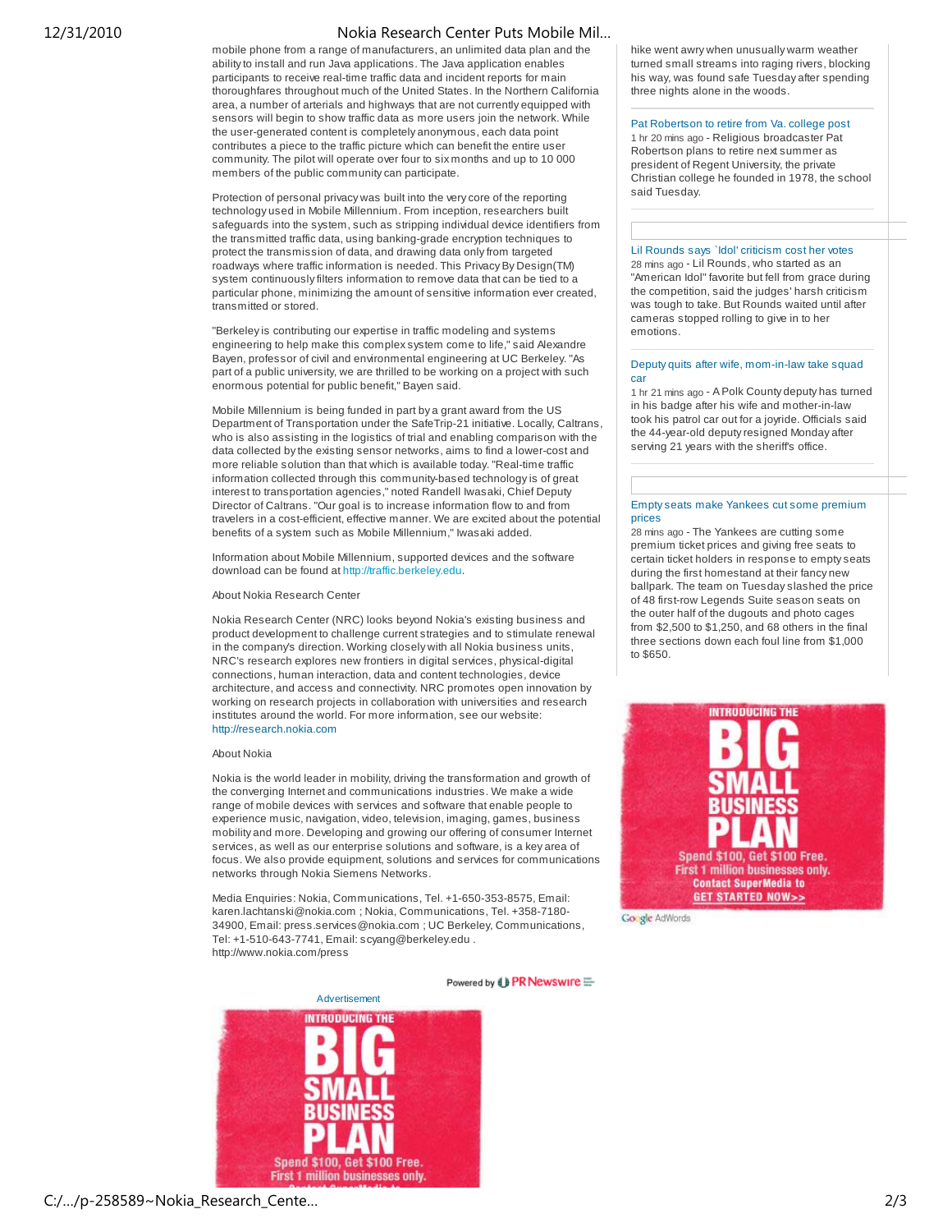mobile phone from a range of manufacturers, an unlimited data plan and the ability to install and run Java applications. The Java application enables participants to receive real-time traffic data and incident reports for main thoroughfares throughout much of the United States. In the Northern California area, a number of arterials and highways that are not currently equipped with sensors will begin to show traffic data as more users join the network. While the user-generated content is completely anonymous, each data point contributes a piece to the traffic picture which can benefit the entire user community. The pilot will operate over four to six months and up to 10 000 members of the public community can participate.

Protection of personal privacy was built into the very core of the reporting technology used in Mobile Millennium. From inception, researchers built safeguards into the system, such as stripping individual device identifiers from the transmitted traffic data, using banking-grade encryption techniques to protect the transmission of data, and drawing data only from targeted roadways where traffic information is needed. This Privacy By Design(TM) system continuously filters information to remove data that can be tied to a particular phone, minimizing the amount of sensitive information ever created, transmitted or stored.

"Berkeley is contributing our expertise in traffic modeling and systems engineering to help make this complex system come to life," said Alexandre Bayen, professor of civil and environmental engineering at UC Berkeley. "As part of a public university, we are thrilled to be working on a project with such enormous potential for public benefit," Bayen said.

Mobile Millennium is being funded in part by a grant award from the US Department of Transportation under the SafeTrip-21 initiative. Locally, Caltrans, who is also assisting in the logistics of trial and enabling comparison with the data collected by the existing sensor networks, aims to find a lower-cost and more reliable solution than that which is available today. "Real-time traffic information collected through this community-based technology is of great interest to transportation agencies," noted Randell Iwasaki, Chief Deputy Director of Caltrans. "Our goal is to increase information flow to and from travelers in a cost-efficient, effective manner. We are excited about the potential benefits of a system such as Mobile Millennium," Iwasaki added.

Information about Mobile Millennium, supported devices and the software download can be found at http://traffic.berkeley.edu.

About Nokia Research Center

Nokia Research Center (NRC) looks beyond Nokia's existing business and product development to challenge current strategies and to stimulate renewal in the company's direction. Working closely with all Nokia business units, NRC's research explores new frontiers in digital services, physical-digital connections, human interaction, data and content technologies, device architecture, and access and connectivity. NRC promotes open innovation by working on research projects in collaboration with universities and research institutes around the world. For more information, see our website: http://research.nokia.com

About Nokia

Nokia is the world leader in mobility, driving the transformation and growth of the converging Internet and communications industries. We make a wide range of mobile devices with services and software that enable people to experience music, navigation, video, television, imaging, games, business mobility and more. Developing and growing our offering of consumer Internet services, as well as our enterprise solutions and software, is a key area of focus. We also provide equipment, solutions and services for communications networks through Nokia Siemens Networks.

Media Enquiries: Nokia, Communications, Tel. +1-650-353-8575, Email: karen.lachtanski@nokia.com ; Nokia, Communications, Tel. +358-7180-34900, Email: press.services@nokia.com ; UC Berkeley, Communications, Tel: +1-510-643-7741, Email: scyang@berkeley.edu . http://www.nokia.com/press

Powered by PR Newswire

Advertisement

INTRODUCING THE BIG SMALL BUSINESS PLAN

Spend $100, Get $100 Free. First 1 million businesses only.

hike went awry when unusually warm weather turned small streams into raging rivers, blocking his way, was found safe Tuesday after spending three nights alone in the woods.

Pat Robertson to retire from Va. college post

1 hr 20 mins ago - Religious broadcaster Pat Robertson plans to retire next summer as president of Regent University, the private Christian college he founded in 1978, the school said Tuesday.

Lil Rounds says `Idol' criticism cost her votes

28 mins ago - Lil Rounds, who started as an "American Idol" favorite but fell from grace during the competition, said the judges' harsh criticism was tough to take. But Rounds waited until after cameras stopped rolling to give in to her emotions.

Deputy quits after wife, mom-in-law take squad car

1 hr 21 mins ago - A Polk County deputy has turned in his badge after his wife and mother-in-law took his patrol car out for a joyride. Officials said the 44-year-old deputy resigned Monday after serving 21 years with the sheriff's office.

Empty seats make Yankees cut some premium prices

28 mins ago - The Yankees are cutting some premium ticket prices and giving free seats to certain ticket holders in response to empty seats during the first homestand at their fancy new ballpark. The team on Tuesday slashed the price of 48 first-row Legends Suite season seats on the outer half of the dugouts and photo cages from $2,500 to $1,250, and 68 others in the final three sections down each foul line from $1,000 to $650.

INTRODUCING THE BIG SMALL BUSINESS PLAN

Spend $100, Get $100 Free. First 1 million businesses only. Contact SuperMedia to GET STARTED NOW>>

Google AdWords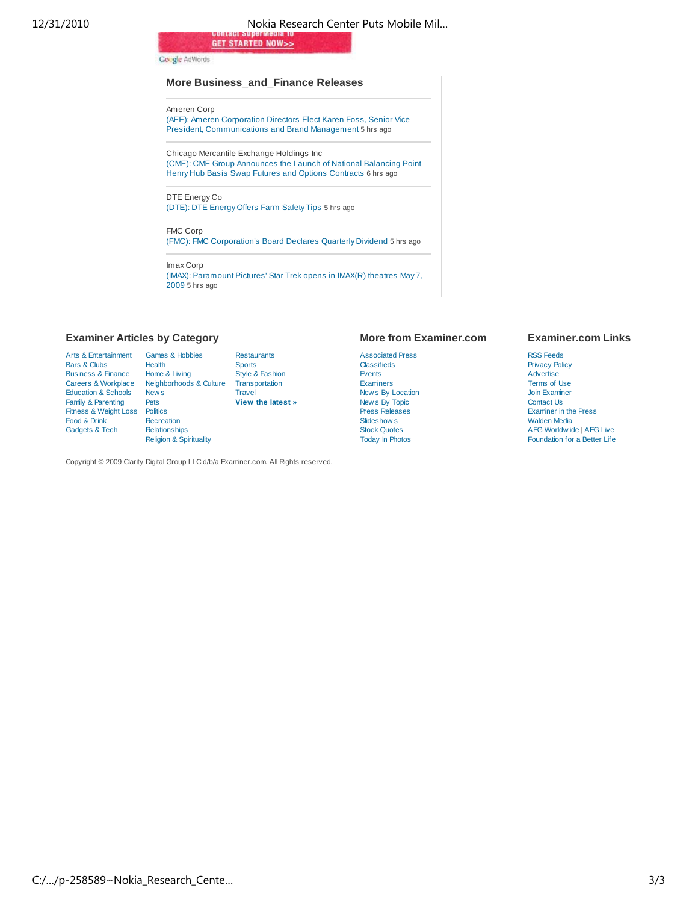Contact SuperMedia to
GET STARTED NOW>>

Google AdWords

## More Business_and_Finance Releases

Ameren Corp
(AEE): Ameren Corporation Directors Elect Karen Foss, Senior Vice President, Communications and Brand Management 5 hrs ago

Chicago Mercantile Exchange Holdings Inc
(CME): CME Group Announces the Launch of National Balancing Point Henry Hub Basis Swap Futures and Options Contracts 6 hrs ago

DTE Energy Co
(DTE): DTE Energy Offers Farm Safety Tips 5 hrs ago

FMC Corp
(FMC): FMC Corporation's Board Declares Quarterly Dividend 5 hrs ago

Imax Corp
(IMAX): Paramount Pictures' Star Trek opens in IMAX(R) theatres May 7, 2009 5 hrs ago

## Examiner Articles by Category

- Arts & Entertainment
- Bars & Clubs
- Business & Finance
- Careers & Workplace
- Education & Schools
- Family & Parenting
- Fitness & Weight Loss
- Food & Drink
- Gadgets & Tech
- Games & Hobbies
- Health
- Home & Living
- Neighborhoods & Culture
- News
- Pets
- Politics
- Recreation
- Relationships
- Religion & Spirituality
- Restaurants
- Sports
- Style & Fashion
- Transportation
- Travel
- **View the latest »**

## More from Examiner.com

- Associated Press
- Classifieds
- Events
- Examiners
- News By Location
- News By Topic
- Press Releases
- Slideshows
- Stock Quotes
- Today In Photos

## Examiner.com Links

- RSS Feeds
- Privacy Policy
- Advertise
- Terms of Use
- Join Examiner
- Contact Us
- Examiner in the Press
- Walden Media
- AEG Worldwide | AEG Live
- Foundation for a Better Life

Copyright © 2009 Clarity Digital Group LLC d/b/a Examiner.com. All Rights reserved.